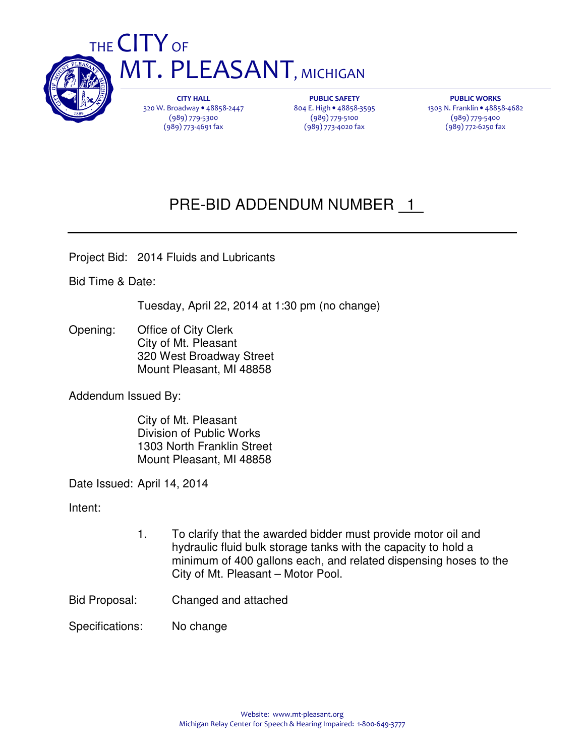# THE CITY OF MT. PLEASANT, MICHIGAN

**CITY HALL**
320 W. Broadway • 48858-2447
(989) 779-5300
(989) 773-4691 fax

**PUBLIC SAFETY**
804 E. High • 48858-3595
(989) 779-5100
(989) 773-4020 fax

**PUBLIC WORKS**
1303 N. Franklin • 48858-4682
(989) 779-5400
(989) 772-6250 fax

## PRE-BID ADDENDUM NUMBER 1

Project Bid: 2014 Fluids and Lubricants

Bid Time & Date:

Tuesday, April 22, 2014 at 1:30 pm (no change)

Opening: Office of City Clerk
City of Mt. Pleasant
320 West Broadway Street
Mount Pleasant, MI 48858

Addendum Issued By:

City of Mt. Pleasant
Division of Public Works
1303 North Franklin Street
Mount Pleasant, MI 48858

Date Issued: April 14, 2014

Intent:

1. To clarify that the awarded bidder must provide motor oil and hydraulic fluid bulk storage tanks with the capacity to hold a minimum of 400 gallons each, and related dispensing hoses to the City of Mt. Pleasant – Motor Pool.

Bid Proposal: Changed and attached

Specifications: No change

Website: www.mt-pleasant.org
Michigan Relay Center for Speech & Hearing Impaired: 1-800-649-3777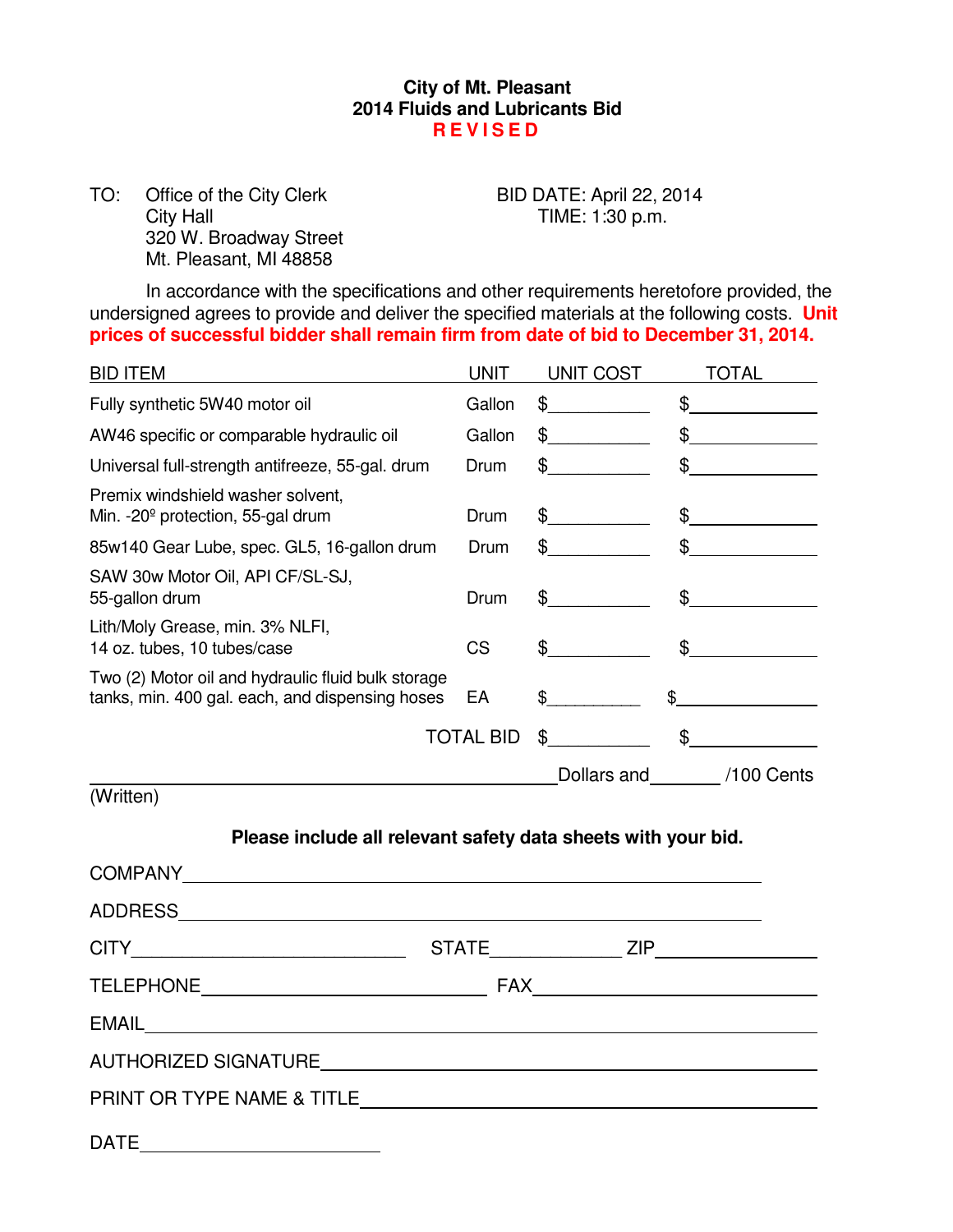# City of Mt. Pleasant
## 2014 Fluids and Lubricants Bid
## REVISED

TO: Office of the City Clerk
City Hall
320 W. Broadway Street
Mt. Pleasant, MI 48858

BID DATE: April 22, 2014
TIME: 1:30 p.m.

In accordance with the specifications and other requirements heretofore provided, the undersigned agrees to provide and deliver the specified materials at the following costs. **Unit prices of successful bidder shall remain firm from date of bid to December 31, 2014.**

| BID ITEM | UNIT | UNIT COST | TOTAL |
|---|---|---|---|
| Fully synthetic 5W40 motor oil | Gallon | $__________ | $__________ |
| AW46 specific or comparable hydraulic oil | Gallon | $__________ | $__________ |
| Universal full-strength antifreeze, 55-gal. drum | Drum | $__________ | $__________ |
| Premix windshield washer solvent, Min. -20º protection, 55-gal drum | Drum | $__________ | $__________ |
| 85w140 Gear Lube, spec. GL5, 16-gallon drum | Drum | $__________ | $__________ |
| SAW 30w Motor Oil, API CF/SL-SJ, 55-gallon drum | Drum | $__________ | $__________ |
| Lith/Moly Grease, min. 3% NLFI, 14 oz. tubes, 10 tubes/case | CS | $__________ | $__________ |
| Two (2) Motor oil and hydraulic fluid bulk storage tanks, min. 400 gal. each, and dispensing hoses | EA | $__________ | $__________ |
| | TOTAL BID | $__________ | $__________ |

________________________________________ Dollars and ________ /100 Cents
(Written)

**Please include all relevant safety data sheets with your bid.**

COMPANY ________________________________________

ADDRESS ________________________________________

CITY ____________________ STATE ____________ ZIP ____________

TELEPHONE ____________________ FAX ____________________

EMAIL ________________________________________

AUTHORIZED SIGNATURE ________________________________________

PRINT OR TYPE NAME & TITLE ________________________________________

DATE ____________________